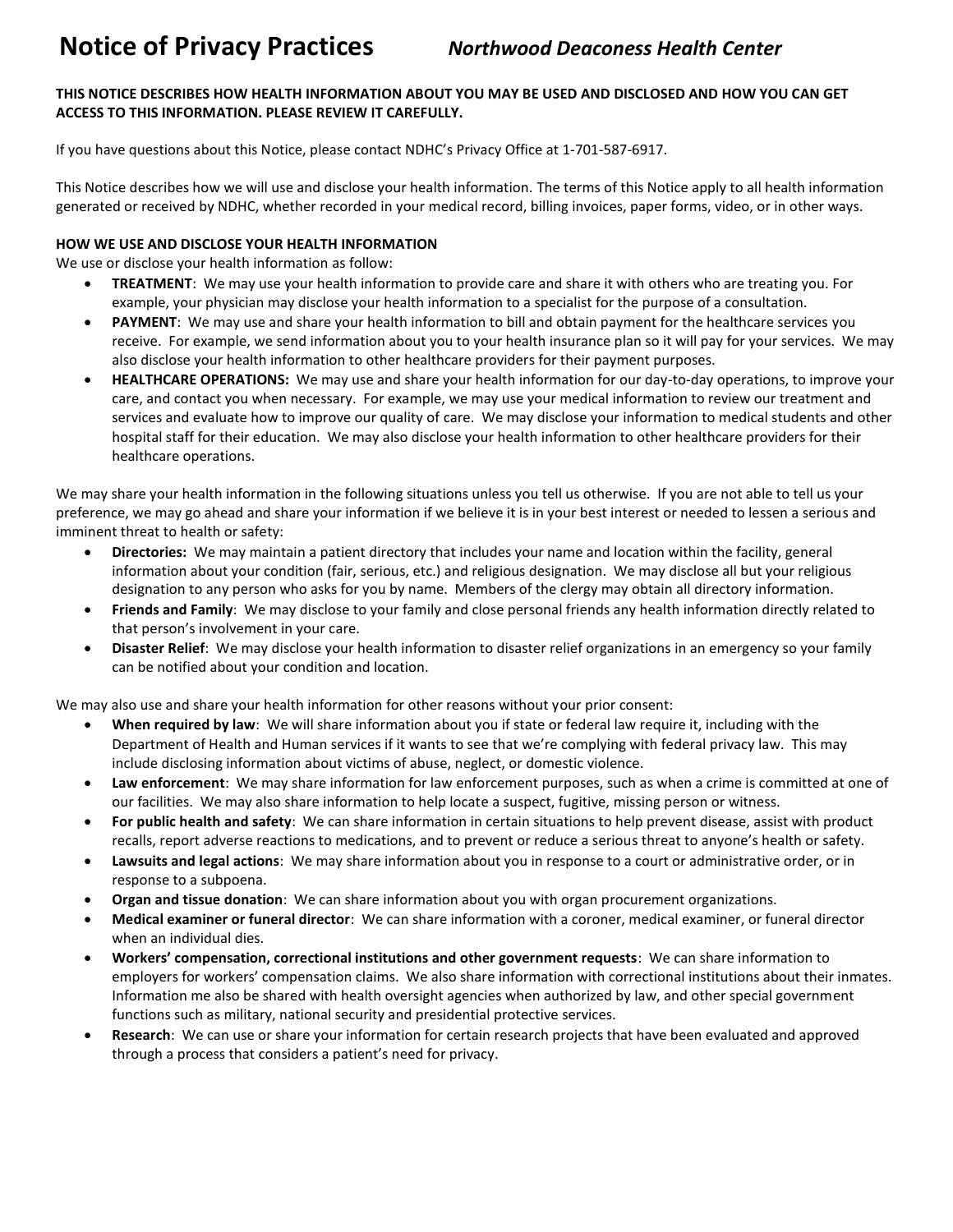# Notice of Privacy Practices *Northwood Deaconess Health Center*

**THIS NOTICE DESCRIBES HOW HEALTH INFORMATION ABOUT YOU MAY BE USED AND DISCLOSED AND HOW YOU CAN GET ACCESS TO THIS INFORMATION. PLEASE REVIEW IT CAREFULLY.**

If you have questions about this Notice, please contact NDHC's Privacy Office at 1-701-587-6917.

This Notice describes how we will use and disclose your health information. The terms of this Notice apply to all health information generated or received by NDHC, whether recorded in your medical record, billing invoices, paper forms, video, or in other ways.

**HOW WE USE AND DISCLOSE YOUR HEALTH INFORMATION**

We use or disclose your health information as follow:

- **TREATMENT**: We may use your health information to provide care and share it with others who are treating you. For example, your physician may disclose your health information to a specialist for the purpose of a consultation.
- **PAYMENT**: We may use and share your health information to bill and obtain payment for the healthcare services you receive. For example, we send information about you to your health insurance plan so it will pay for your services. We may also disclose your health information to other healthcare providers for their payment purposes.
- **HEALTHCARE OPERATIONS:** We may use and share your health information for our day-to-day operations, to improve your care, and contact you when necessary. For example, we may use your medical information to review our treatment and services and evaluate how to improve our quality of care. We may disclose your information to medical students and other hospital staff for their education. We may also disclose your health information to other healthcare providers for their healthcare operations.

We may share your health information in the following situations unless you tell us otherwise. If you are not able to tell us your preference, we may go ahead and share your information if we believe it is in your best interest or needed to lessen a serious and imminent threat to health or safety:

- **Directories:** We may maintain a patient directory that includes your name and location within the facility, general information about your condition (fair, serious, etc.) and religious designation. We may disclose all but your religious designation to any person who asks for you by name. Members of the clergy may obtain all directory information.
- **Friends and Family**: We may disclose to your family and close personal friends any health information directly related to that person's involvement in your care.
- **Disaster Relief**: We may disclose your health information to disaster relief organizations in an emergency so your family can be notified about your condition and location.

We may also use and share your health information for other reasons without your prior consent:

- **When required by law**: We will share information about you if state or federal law require it, including with the Department of Health and Human services if it wants to see that we're complying with federal privacy law. This may include disclosing information about victims of abuse, neglect, or domestic violence.
- **Law enforcement**: We may share information for law enforcement purposes, such as when a crime is committed at one of our facilities. We may also share information to help locate a suspect, fugitive, missing person or witness.
- **For public health and safety**: We can share information in certain situations to help prevent disease, assist with product recalls, report adverse reactions to medications, and to prevent or reduce a serious threat to anyone's health or safety.
- **Lawsuits and legal actions**: We may share information about you in response to a court or administrative order, or in response to a subpoena.
- **Organ and tissue donation**: We can share information about you with organ procurement organizations.
- **Medical examiner or funeral director**: We can share information with a coroner, medical examiner, or funeral director when an individual dies.
- **Workers' compensation, correctional institutions and other government requests**: We can share information to employers for workers' compensation claims. We also share information with correctional institutions about their inmates. Information me also be shared with health oversight agencies when authorized by law, and other special government functions such as military, national security and presidential protective services.
- **Research**: We can use or share your information for certain research projects that have been evaluated and approved through a process that considers a patient's need for privacy.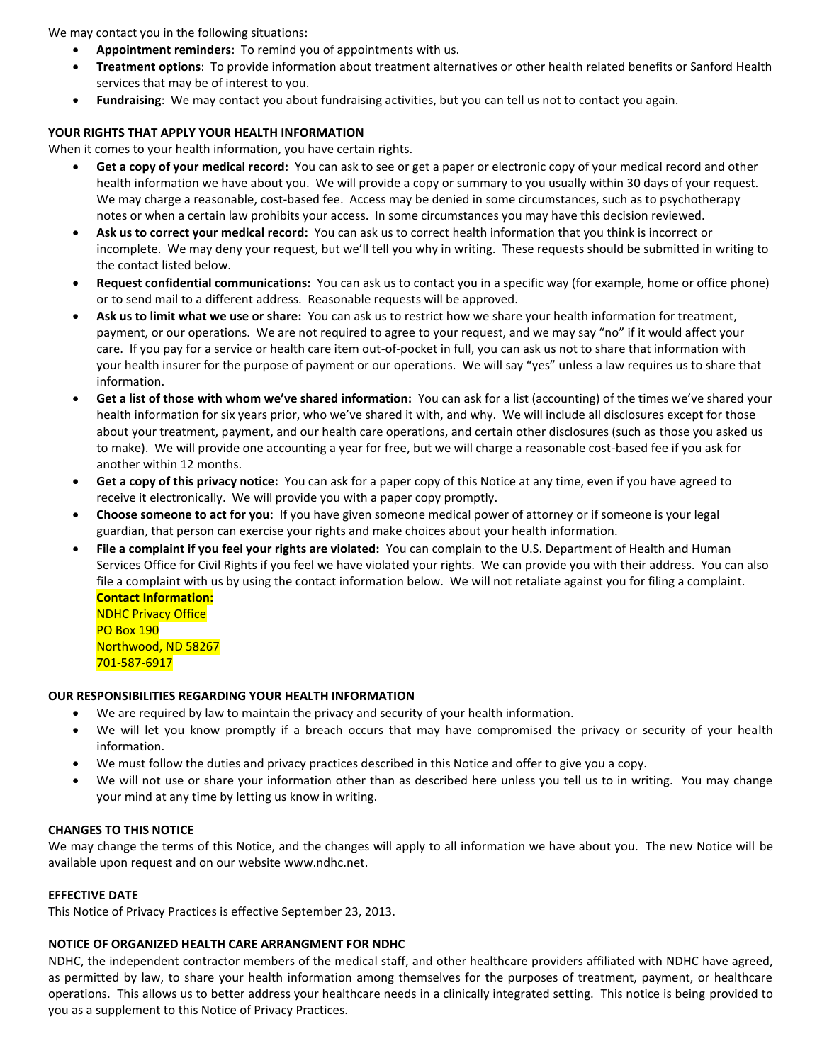We may contact you in the following situations:

- **Appointment reminders**: To remind you of appointments with us.
- **Treatment options**: To provide information about treatment alternatives or other health related benefits or Sanford Health services that may be of interest to you.
- **Fundraising**: We may contact you about fundraising activities, but you can tell us not to contact you again.

**YOUR RIGHTS THAT APPLY YOUR HEALTH INFORMATION**

When it comes to your health information, you have certain rights.

- **Get a copy of your medical record:** You can ask to see or get a paper or electronic copy of your medical record and other health information we have about you. We will provide a copy or summary to you usually within 30 days of your request. We may charge a reasonable, cost-based fee. Access may be denied in some circumstances, such as to psychotherapy notes or when a certain law prohibits your access. In some circumstances you may have this decision reviewed.
- **Ask us to correct your medical record:** You can ask us to correct health information that you think is incorrect or incomplete. We may deny your request, but we'll tell you why in writing. These requests should be submitted in writing to the contact listed below.
- **Request confidential communications:** You can ask us to contact you in a specific way (for example, home or office phone) or to send mail to a different address. Reasonable requests will be approved.
- **Ask us to limit what we use or share:** You can ask us to restrict how we share your health information for treatment, payment, or our operations. We are not required to agree to your request, and we may say "no" if it would affect your care. If you pay for a service or health care item out-of-pocket in full, you can ask us not to share that information with your health insurer for the purpose of payment or our operations. We will say "yes" unless a law requires us to share that information.
- **Get a list of those with whom we've shared information:** You can ask for a list (accounting) of the times we've shared your health information for six years prior, who we've shared it with, and why. We will include all disclosures except for those about your treatment, payment, and our health care operations, and certain other disclosures (such as those you asked us to make). We will provide one accounting a year for free, but we will charge a reasonable cost-based fee if you ask for another within 12 months.
- **Get a copy of this privacy notice:** You can ask for a paper copy of this Notice at any time, even if you have agreed to receive it electronically. We will provide you with a paper copy promptly.
- **Choose someone to act for you:** If you have given someone medical power of attorney or if someone is your legal guardian, that person can exercise your rights and make choices about your health information.
- **File a complaint if you feel your rights are violated:** You can complain to the U.S. Department of Health and Human Services Office for Civil Rights if you feel we have violated your rights. We can provide you with their address. You can also file a complaint with us by using the contact information below. We will not retaliate against you for filing a complaint.

  **Contact Information:**
  NDHC Privacy Office
  PO Box 190
  Northwood, ND 58267
  701-587-6917

**OUR RESPONSIBILITIES REGARDING YOUR HEALTH INFORMATION**

- We are required by law to maintain the privacy and security of your health information.
- We will let you know promptly if a breach occurs that may have compromised the privacy or security of your health information.
- We must follow the duties and privacy practices described in this Notice and offer to give you a copy.
- We will not use or share your information other than as described here unless you tell us to in writing. You may change your mind at any time by letting us know in writing.

**CHANGES TO THIS NOTICE**

We may change the terms of this Notice, and the changes will apply to all information we have about you. The new Notice will be available upon request and on our website www.ndhc.net.

**EFFECTIVE DATE**

This Notice of Privacy Practices is effective September 23, 2013.

**NOTICE OF ORGANIZED HEALTH CARE ARRANGMENT FOR NDHC**

NDHC, the independent contractor members of the medical staff, and other healthcare providers affiliated with NDHC have agreed, as permitted by law, to share your health information among themselves for the purposes of treatment, payment, or healthcare operations. This allows us to better address your healthcare needs in a clinically integrated setting. This notice is being provided to you as a supplement to this Notice of Privacy Practices.